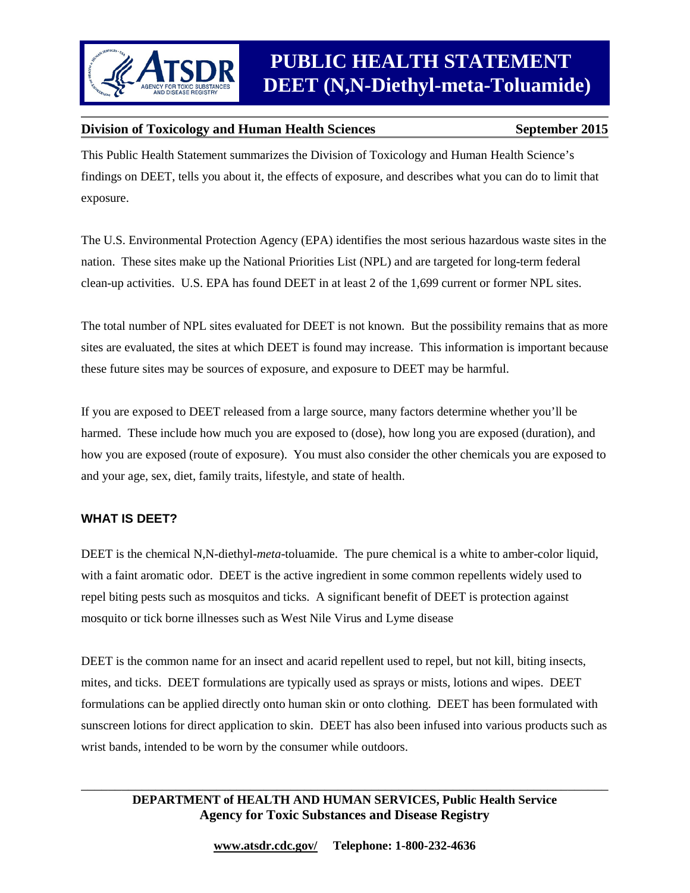# PUBLIC HEALTH STATEMENT
# DEET (N,N-Diethyl-meta-Toluamide)

**Division of Toxicology and Human Health Sciences** **September 2015**

This Public Health Statement summarizes the Division of Toxicology and Human Health Science's findings on DEET, tells you about it, the effects of exposure, and describes what you can do to limit that exposure.

The U.S. Environmental Protection Agency (EPA) identifies the most serious hazardous waste sites in the nation. These sites make up the National Priorities List (NPL) and are targeted for long-term federal clean-up activities. U.S. EPA has found DEET in at least 2 of the 1,699 current or former NPL sites.

The total number of NPL sites evaluated for DEET is not known. But the possibility remains that as more sites are evaluated, the sites at which DEET is found may increase. This information is important because these future sites may be sources of exposure, and exposure to DEET may be harmful.

If you are exposed to DEET released from a large source, many factors determine whether you'll be harmed. These include how much you are exposed to (dose), how long you are exposed (duration), and how you are exposed (route of exposure). You must also consider the other chemicals you are exposed to and your age, sex, diet, family traits, lifestyle, and state of health.

## WHAT IS DEET?

DEET is the chemical N,N-diethyl-*meta*-toluamide. The pure chemical is a white to amber-color liquid, with a faint aromatic odor. DEET is the active ingredient in some common repellents widely used to repel biting pests such as mosquitos and ticks. A significant benefit of DEET is protection against mosquito or tick borne illnesses such as West Nile Virus and Lyme disease

DEET is the common name for an insect and acarid repellent used to repel, but not kill, biting insects, mites, and ticks. DEET formulations are typically used as sprays or mists, lotions and wipes. DEET formulations can be applied directly onto human skin or onto clothing. DEET has been formulated with sunscreen lotions for direct application to skin. DEET has also been infused into various products such as wrist bands, intended to be worn by the consumer while outdoors.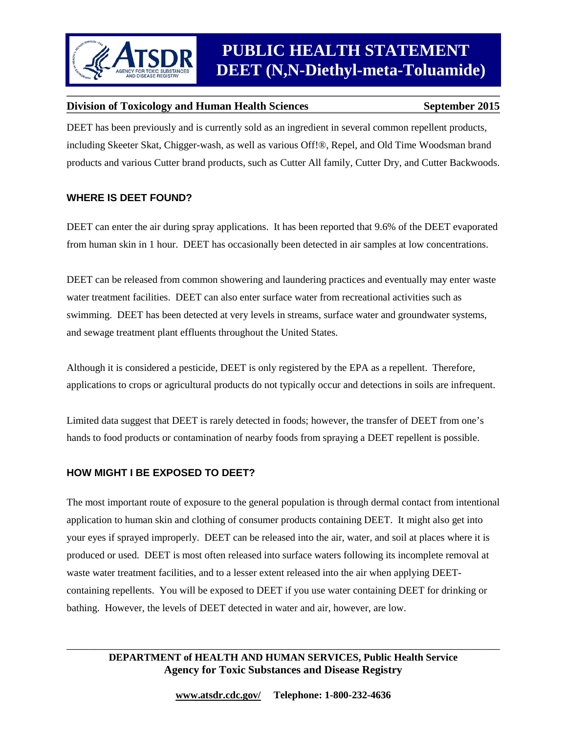DEET has been previously and is currently sold as an ingredient in several common repellent products, including Skeeter Skat, Chigger-wash, as well as various Off!®, Repel, and Old Time Woodsman brand products and various Cutter brand products, such as Cutter All family, Cutter Dry, and Cutter Backwoods.

## WHERE IS DEET FOUND?

DEET can enter the air during spray applications. It has been reported that 9.6% of the DEET evaporated from human skin in 1 hour. DEET has occasionally been detected in air samples at low concentrations.

DEET can be released from common showering and laundering practices and eventually may enter waste water treatment facilities. DEET can also enter surface water from recreational activities such as swimming. DEET has been detected at very levels in streams, surface water and groundwater systems, and sewage treatment plant effluents throughout the United States.

Although it is considered a pesticide, DEET is only registered by the EPA as a repellent. Therefore, applications to crops or agricultural products do not typically occur and detections in soils are infrequent.

Limited data suggest that DEET is rarely detected in foods; however, the transfer of DEET from one's hands to food products or contamination of nearby foods from spraying a DEET repellent is possible.

## HOW MIGHT I BE EXPOSED TO DEET?

The most important route of exposure to the general population is through dermal contact from intentional application to human skin and clothing of consumer products containing DEET. It might also get into your eyes if sprayed improperly. DEET can be released into the air, water, and soil at places where it is produced or used. DEET is most often released into surface waters following its incomplete removal at waste water treatment facilities, and to a lesser extent released into the air when applying DEET-containing repellents. You will be exposed to DEET if you use water containing DEET for drinking or bathing. However, the levels of DEET detected in water and air, however, are low.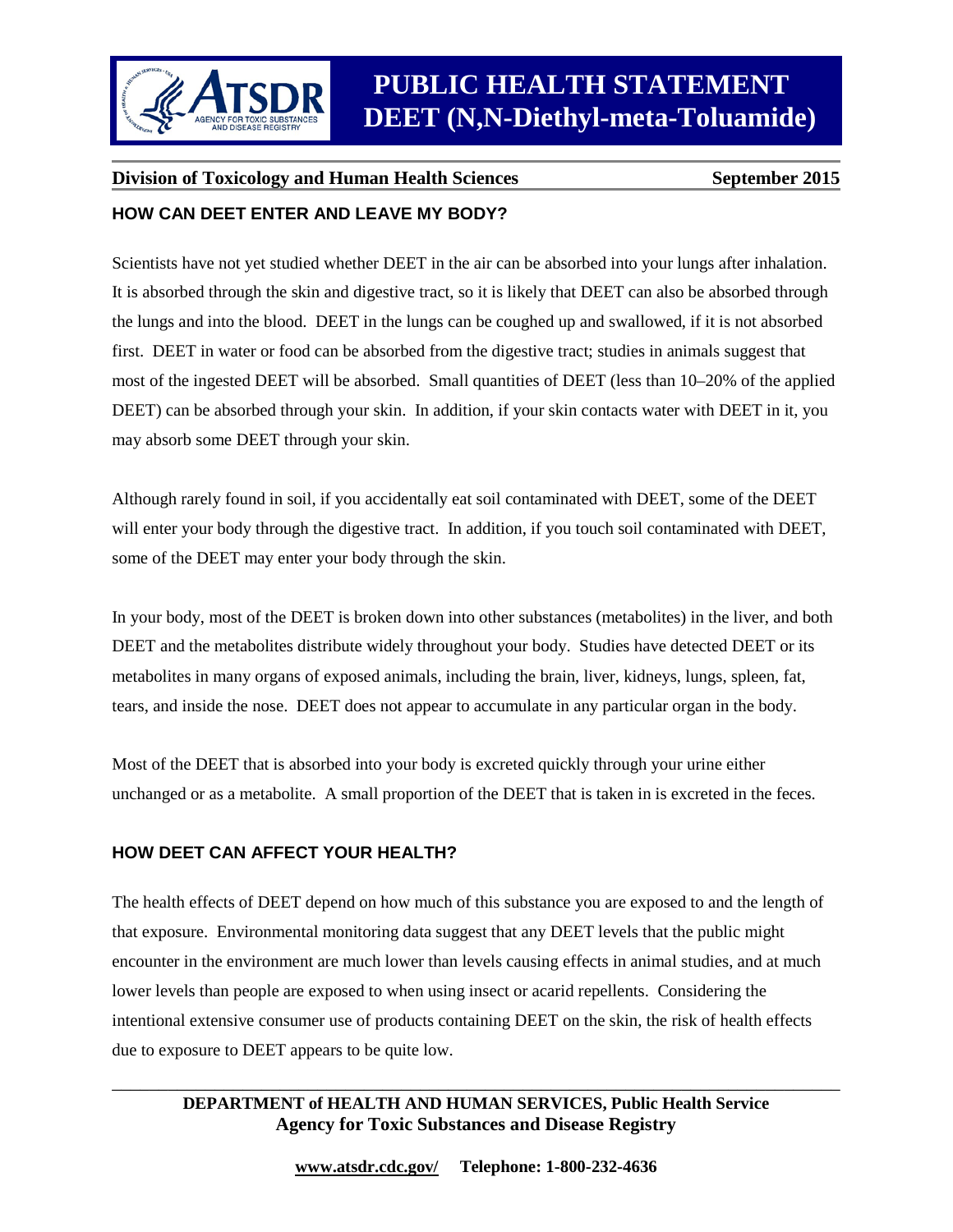## HOW CAN DEET ENTER AND LEAVE MY BODY?

Scientists have not yet studied whether DEET in the air can be absorbed into your lungs after inhalation. It is absorbed through the skin and digestive tract, so it is likely that DEET can also be absorbed through the lungs and into the blood. DEET in the lungs can be coughed up and swallowed, if it is not absorbed first. DEET in water or food can be absorbed from the digestive tract; studies in animals suggest that most of the ingested DEET will be absorbed. Small quantities of DEET (less than 10–20% of the applied DEET) can be absorbed through your skin. In addition, if your skin contacts water with DEET in it, you may absorb some DEET through your skin.

Although rarely found in soil, if you accidentally eat soil contaminated with DEET, some of the DEET will enter your body through the digestive tract. In addition, if you touch soil contaminated with DEET, some of the DEET may enter your body through the skin.

In your body, most of the DEET is broken down into other substances (metabolites) in the liver, and both DEET and the metabolites distribute widely throughout your body. Studies have detected DEET or its metabolites in many organs of exposed animals, including the brain, liver, kidneys, lungs, spleen, fat, tears, and inside the nose. DEET does not appear to accumulate in any particular organ in the body.

Most of the DEET that is absorbed into your body is excreted quickly through your urine either unchanged or as a metabolite. A small proportion of the DEET that is taken in is excreted in the feces.

## HOW DEET CAN AFFECT YOUR HEALTH?

The health effects of DEET depend on how much of this substance you are exposed to and the length of that exposure. Environmental monitoring data suggest that any DEET levels that the public might encounter in the environment are much lower than levels causing effects in animal studies, and at much lower levels than people are exposed to when using insect or acarid repellents. Considering the intentional extensive consumer use of products containing DEET on the skin, the risk of health effects due to exposure to DEET appears to be quite low.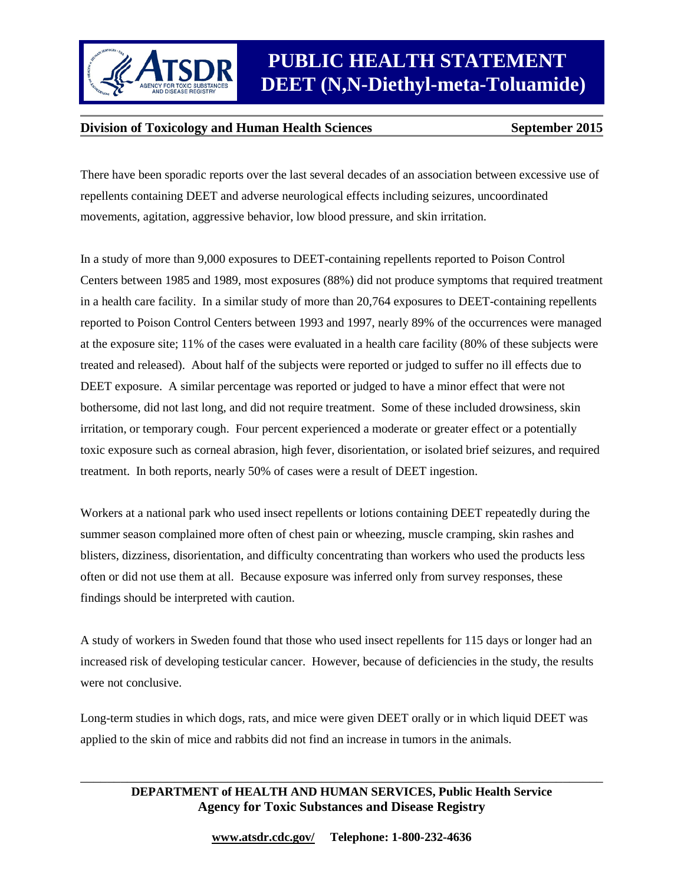There have been sporadic reports over the last several decades of an association between excessive use of repellents containing DEET and adverse neurological effects including seizures, uncoordinated movements, agitation, aggressive behavior, low blood pressure, and skin irritation.

In a study of more than 9,000 exposures to DEET-containing repellents reported to Poison Control Centers between 1985 and 1989, most exposures (88%) did not produce symptoms that required treatment in a health care facility. In a similar study of more than 20,764 exposures to DEET-containing repellents reported to Poison Control Centers between 1993 and 1997, nearly 89% of the occurrences were managed at the exposure site; 11% of the cases were evaluated in a health care facility (80% of these subjects were treated and released). About half of the subjects were reported or judged to suffer no ill effects due to DEET exposure. A similar percentage was reported or judged to have a minor effect that were not bothersome, did not last long, and did not require treatment. Some of these included drowsiness, skin irritation, or temporary cough. Four percent experienced a moderate or greater effect or a potentially toxic exposure such as corneal abrasion, high fever, disorientation, or isolated brief seizures, and required treatment. In both reports, nearly 50% of cases were a result of DEET ingestion.

Workers at a national park who used insect repellents or lotions containing DEET repeatedly during the summer season complained more often of chest pain or wheezing, muscle cramping, skin rashes and blisters, dizziness, disorientation, and difficulty concentrating than workers who used the products less often or did not use them at all. Because exposure was inferred only from survey responses, these findings should be interpreted with caution.

A study of workers in Sweden found that those who used insect repellents for 115 days or longer had an increased risk of developing testicular cancer. However, because of deficiencies in the study, the results were not conclusive.

Long-term studies in which dogs, rats, and mice were given DEET orally or in which liquid DEET was applied to the skin of mice and rabbits did not find an increase in tumors in the animals.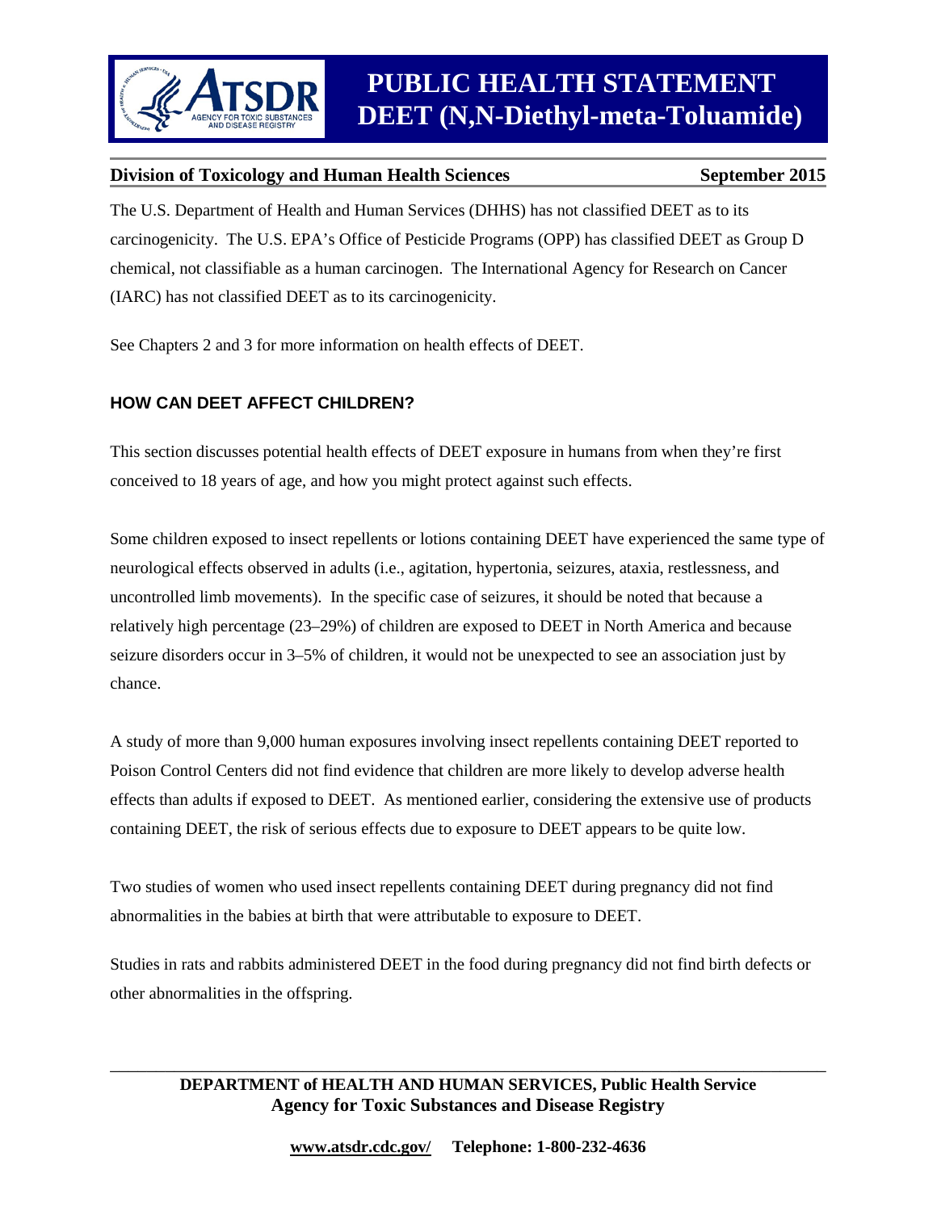The U.S. Department of Health and Human Services (DHHS) has not classified DEET as to its carcinogenicity. The U.S. EPA's Office of Pesticide Programs (OPP) has classified DEET as Group D chemical, not classifiable as a human carcinogen. The International Agency for Research on Cancer (IARC) has not classified DEET as to its carcinogenicity.

See Chapters 2 and 3 for more information on health effects of DEET.

## HOW CAN DEET AFFECT CHILDREN?

This section discusses potential health effects of DEET exposure in humans from when they're first conceived to 18 years of age, and how you might protect against such effects.

Some children exposed to insect repellents or lotions containing DEET have experienced the same type of neurological effects observed in adults (i.e., agitation, hypertonia, seizures, ataxia, restlessness, and uncontrolled limb movements). In the specific case of seizures, it should be noted that because a relatively high percentage (23–29%) of children are exposed to DEET in North America and because seizure disorders occur in 3–5% of children, it would not be unexpected to see an association just by chance.

A study of more than 9,000 human exposures involving insect repellents containing DEET reported to Poison Control Centers did not find evidence that children are more likely to develop adverse health effects than adults if exposed to DEET. As mentioned earlier, considering the extensive use of products containing DEET, the risk of serious effects due to exposure to DEET appears to be quite low.

Two studies of women who used insect repellents containing DEET during pregnancy did not find abnormalities in the babies at birth that were attributable to exposure to DEET.

Studies in rats and rabbits administered DEET in the food during pregnancy did not find birth defects or other abnormalities in the offspring.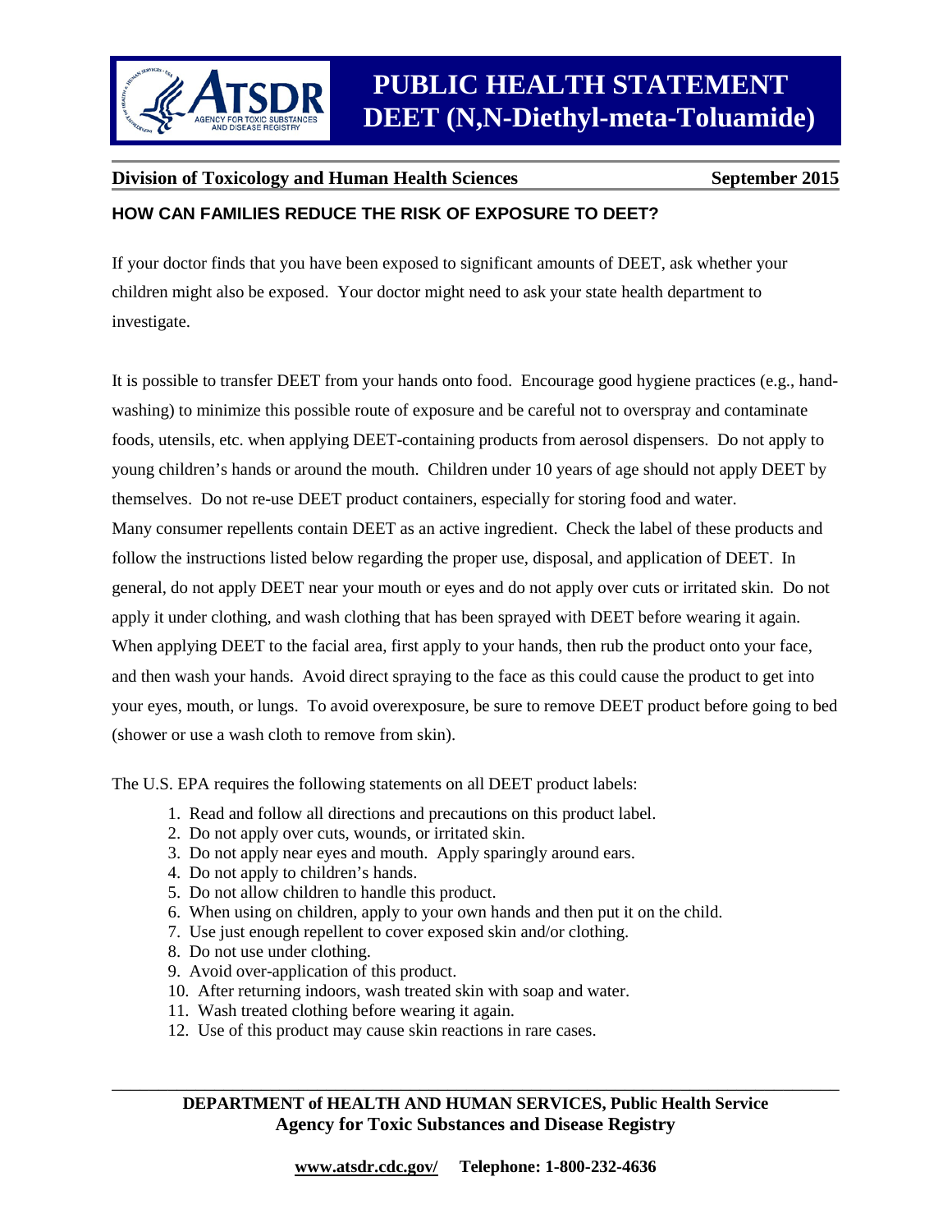## HOW CAN FAMILIES REDUCE THE RISK OF EXPOSURE TO DEET?

If your doctor finds that you have been exposed to significant amounts of DEET, ask whether your children might also be exposed. Your doctor might need to ask your state health department to investigate.

It is possible to transfer DEET from your hands onto food. Encourage good hygiene practices (e.g., hand-washing) to minimize this possible route of exposure and be careful not to overspray and contaminate foods, utensils, etc. when applying DEET-containing products from aerosol dispensers. Do not apply to young children's hands or around the mouth. Children under 10 years of age should not apply DEET by themselves. Do not re-use DEET product containers, especially for storing food and water.
Many consumer repellents contain DEET as an active ingredient. Check the label of these products and follow the instructions listed below regarding the proper use, disposal, and application of DEET. In general, do not apply DEET near your mouth or eyes and do not apply over cuts or irritated skin. Do not apply it under clothing, and wash clothing that has been sprayed with DEET before wearing it again. When applying DEET to the facial area, first apply to your hands, then rub the product onto your face, and then wash your hands. Avoid direct spraying to the face as this could cause the product to get into your eyes, mouth, or lungs. To avoid overexposure, be sure to remove DEET product before going to bed (shower or use a wash cloth to remove from skin).

The U.S. EPA requires the following statements on all DEET product labels:

1. Read and follow all directions and precautions on this product label.
2. Do not apply over cuts, wounds, or irritated skin.
3. Do not apply near eyes and mouth. Apply sparingly around ears.
4. Do not apply to children's hands.
5. Do not allow children to handle this product.
6. When using on children, apply to your own hands and then put it on the child.
7. Use just enough repellent to cover exposed skin and/or clothing.
8. Do not use under clothing.
9. Avoid over-application of this product.
10. After returning indoors, wash treated skin with soap and water.
11. Wash treated clothing before wearing it again.
12. Use of this product may cause skin reactions in rare cases.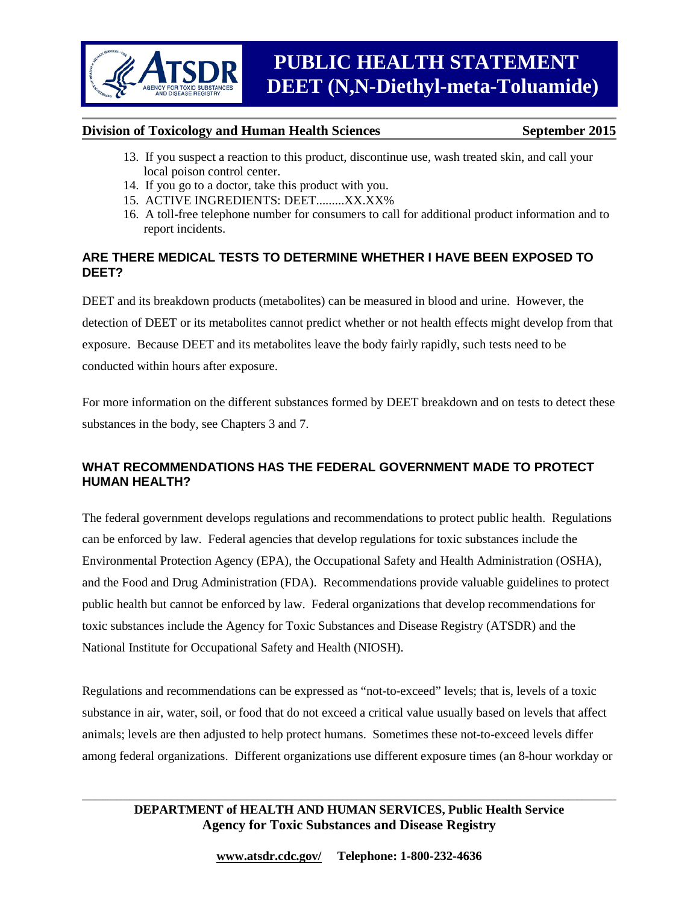13. If you suspect a reaction to this product, discontinue use, wash treated skin, and call your local poison control center.
14. If you go to a doctor, take this product with you.
15. ACTIVE INGREDIENTS: DEET.........XX.XX%
16. A toll-free telephone number for consumers to call for additional product information and to report incidents.

### ARE THERE MEDICAL TESTS TO DETERMINE WHETHER I HAVE BEEN EXPOSED TO DEET?

DEET and its breakdown products (metabolites) can be measured in blood and urine. However, the detection of DEET or its metabolites cannot predict whether or not health effects might develop from that exposure. Because DEET and its metabolites leave the body fairly rapidly, such tests need to be conducted within hours after exposure.

For more information on the different substances formed by DEET breakdown and on tests to detect these substances in the body, see Chapters 3 and 7.

### WHAT RECOMMENDATIONS HAS THE FEDERAL GOVERNMENT MADE TO PROTECT HUMAN HEALTH?

The federal government develops regulations and recommendations to protect public health. Regulations can be enforced by law. Federal agencies that develop regulations for toxic substances include the Environmental Protection Agency (EPA), the Occupational Safety and Health Administration (OSHA), and the Food and Drug Administration (FDA). Recommendations provide valuable guidelines to protect public health but cannot be enforced by law. Federal organizations that develop recommendations for toxic substances include the Agency for Toxic Substances and Disease Registry (ATSDR) and the National Institute for Occupational Safety and Health (NIOSH).

Regulations and recommendations can be expressed as “not-to-exceed” levels; that is, levels of a toxic substance in air, water, soil, or food that do not exceed a critical value usually based on levels that affect animals; levels are then adjusted to help protect humans. Sometimes these not-to-exceed levels differ among federal organizations. Different organizations use different exposure times (an 8-hour workday or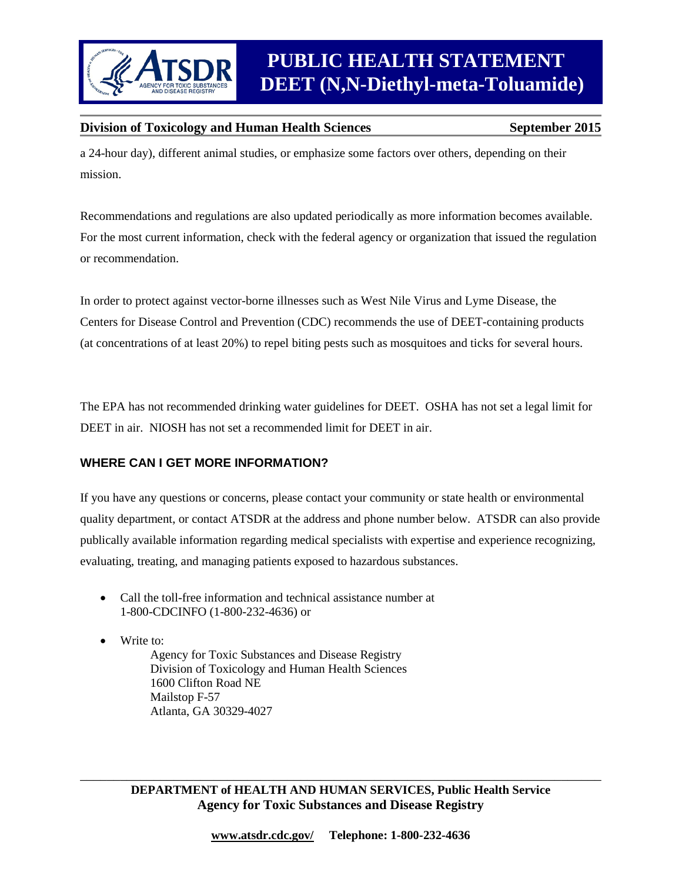a 24-hour day), different animal studies, or emphasize some factors over others, depending on their mission.

Recommendations and regulations are also updated periodically as more information becomes available. For the most current information, check with the federal agency or organization that issued the regulation or recommendation.

In order to protect against vector-borne illnesses such as West Nile Virus and Lyme Disease, the Centers for Disease Control and Prevention (CDC) recommends the use of DEET-containing products (at concentrations of at least 20%) to repel biting pests such as mosquitoes and ticks for several hours.

The EPA has not recommended drinking water guidelines for DEET. OSHA has not set a legal limit for DEET in air. NIOSH has not set a recommended limit for DEET in air.

## WHERE CAN I GET MORE INFORMATION?

If you have any questions or concerns, please contact your community or state health or environmental quality department, or contact ATSDR at the address and phone number below. ATSDR can also provide publically available information regarding medical specialists with expertise and experience recognizing, evaluating, treating, and managing patients exposed to hazardous substances.

- Call the toll-free information and technical assistance number at 1-800-CDCINFO (1-800-232-4636) or
- Write to:

  Agency for Toxic Substances and Disease Registry
  Division of Toxicology and Human Health Sciences
  1600 Clifton Road NE
  Mailstop F-57
  Atlanta, GA 30329-4027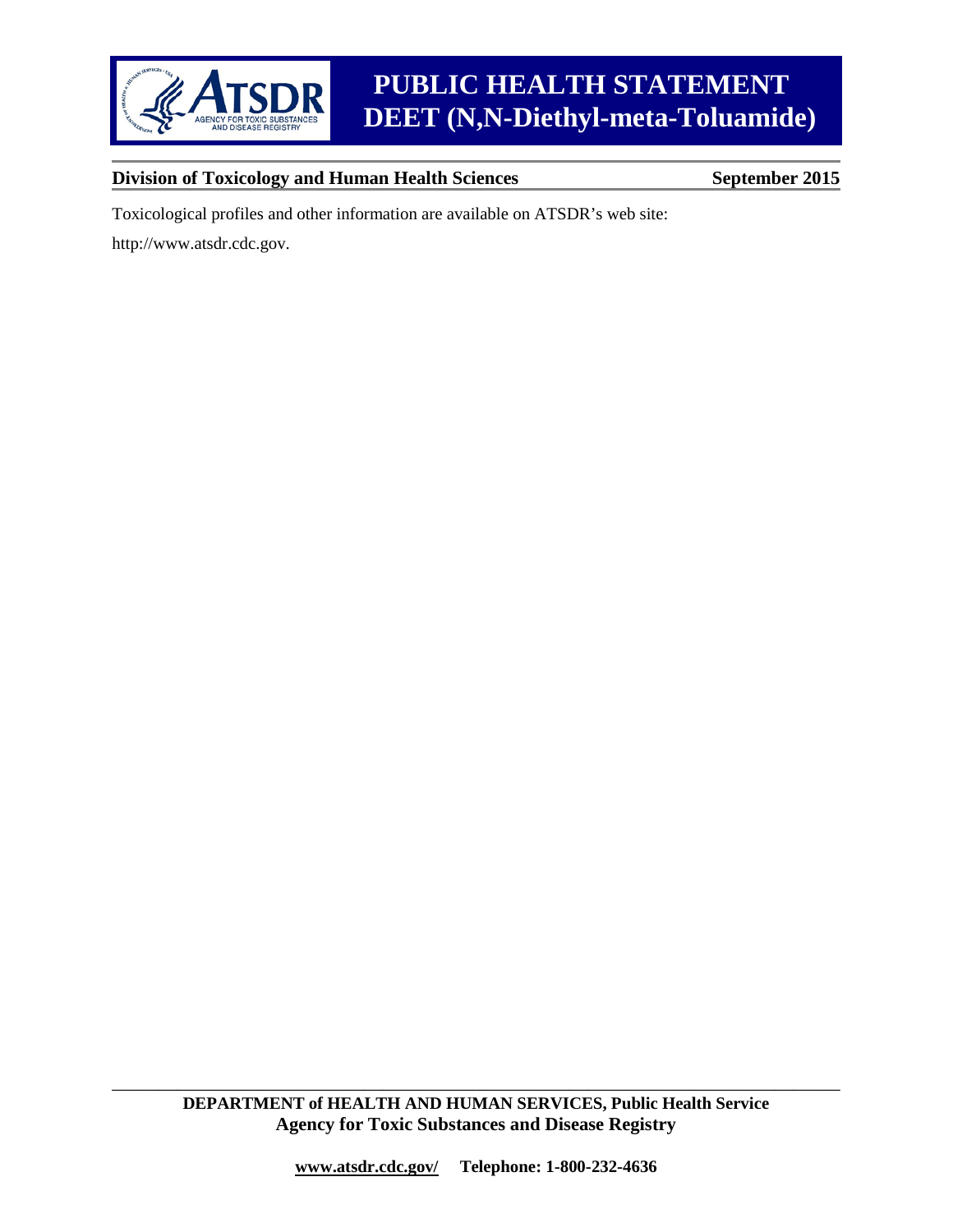Toxicological profiles and other information are available on ATSDR's web site:

http://www.atsdr.cdc.gov.